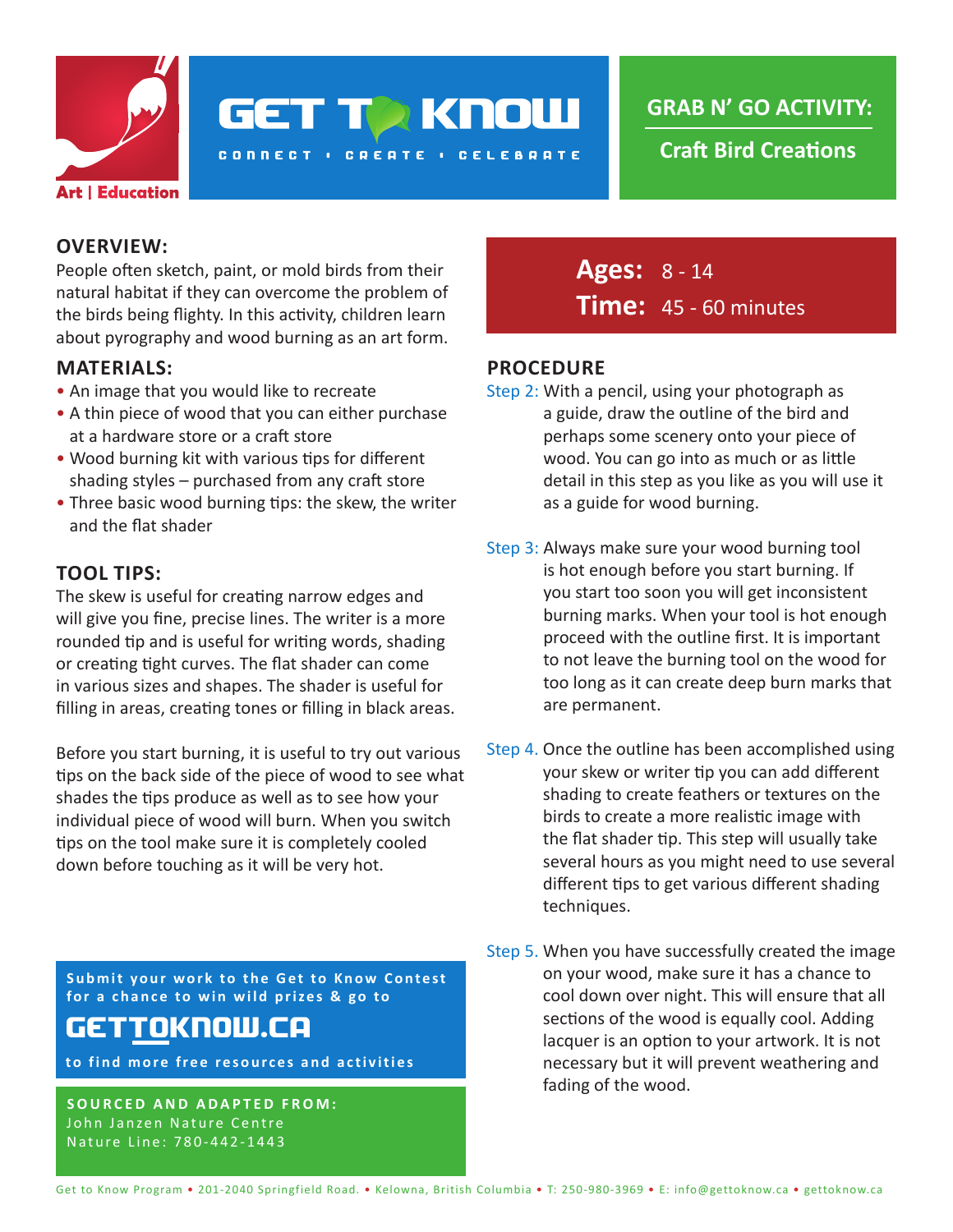Art | Education

# GET TO KNOW

CONNECT • CREATE • CELEBRATE

## GRAB N' GO ACTIVITY:

## Craft Bird Creations

**Ages:** 8 - 14
**Time:** 45 - 60 minutes

## OVERVIEW:

People often sketch, paint, or mold birds from their natural habitat if they can overcome the problem of the birds being flighty. In this activity, children learn about pyrography and wood burning as an art form.

## MATERIALS:

- An image that you would like to recreate
- A thin piece of wood that you can either purchase at a hardware store or a craft store
- Wood burning kit with various tips for different shading styles – purchased from any craft store
- Three basic wood burning tips: the skew, the writer and the flat shader

## TOOL TIPS:

The skew is useful for creating narrow edges and will give you fine, precise lines. The writer is a more rounded tip and is useful for writing words, shading or creating tight curves. The flat shader can come in various sizes and shapes. The shader is useful for filling in areas, creating tones or filling in black areas.

Before you start burning, it is useful to try out various tips on the back side of the piece of wood to see what shades the tips produce as well as to see how your individual piece of wood will burn. When you switch tips on the tool make sure it is completely cooled down before touching as it will be very hot.

## PROCEDURE

Step 2: With a pencil, using your photograph as a guide, draw the outline of the bird and perhaps some scenery onto your piece of wood. You can go into as much or as little detail in this step as you like as you will use it as a guide for wood burning.

Step 3: Always make sure your wood burning tool is hot enough before you start burning. If you start too soon you will get inconsistent burning marks. When your tool is hot enough proceed with the outline first. It is important to not leave the burning tool on the wood for too long as it can create deep burn marks that are permanent.

Step 4. Once the outline has been accomplished using your skew or writer tip you can add different shading to create feathers or textures on the birds to create a more realistic image with the flat shader tip. This step will usually take several hours as you might need to use several different tips to get various different shading techniques.

Step 5. When you have successfully created the image on your wood, make sure it has a chance to cool down over night. This will ensure that all sections of the wood is equally cool. Adding lacquer is an option to your artwork. It is not necessary but it will prevent weathering and fading of the wood.

**Submit your work to the Get to Know Contest for a chance to win wild prizes & go to**

**GETTOKNOW.CA**

**to find more free resources and activities**

**SOURCED AND ADAPTED FROM:**
John Janzen Nature Centre
Nature Line: 780-442-1443

Get to Know Program • 201-2040 Springfield Road. • Kelowna, British Columbia • T: 250-980-3969 • E: info@gettoknow.ca • gettoknow.ca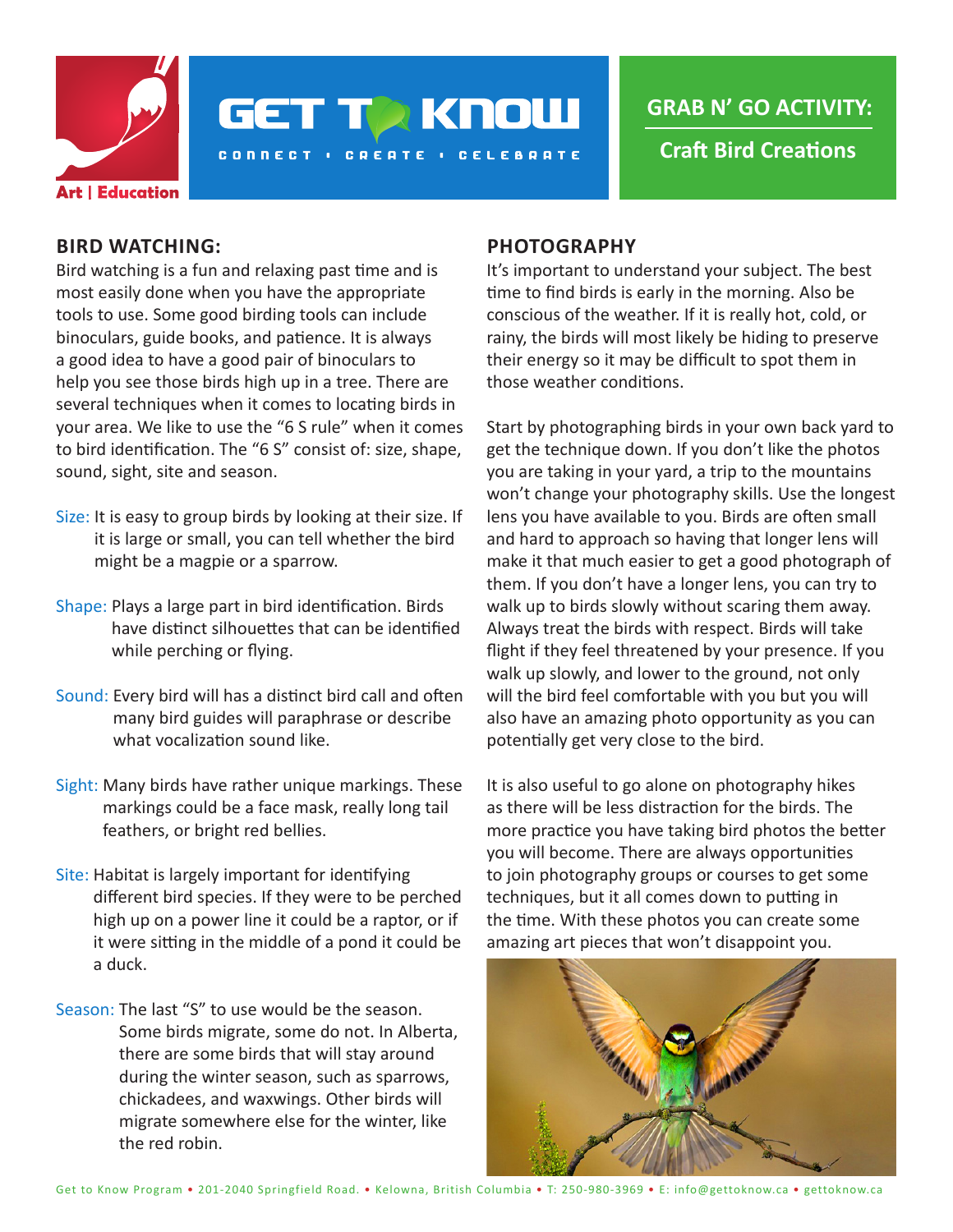GRAB N' GO ACTIVITY:

Craft Bird Creations

## BIRD WATCHING:

Bird watching is a fun and relaxing past time and is most easily done when you have the appropriate tools to use. Some good birding tools can include binoculars, guide books, and patience. It is always a good idea to have a good pair of binoculars to help you see those birds high up in a tree. There are several techniques when it comes to locating birds in your area. We like to use the "6 S rule" when it comes to bird identification. The "6 S" consist of: size, shape, sound, sight, site and season.

Size: It is easy to group birds by looking at their size. If it is large or small, you can tell whether the bird might be a magpie or a sparrow.

Shape: Plays a large part in bird identification. Birds have distinct silhouettes that can be identified while perching or flying.

Sound: Every bird will has a distinct bird call and often many bird guides will paraphrase or describe what vocalization sound like.

Sight: Many birds have rather unique markings. These markings could be a face mask, really long tail feathers, or bright red bellies.

Site: Habitat is largely important for identifying different bird species. If they were to be perched high up on a power line it could be a raptor, or if it were sitting in the middle of a pond it could be a duck.

Season: The last "S" to use would be the season. Some birds migrate, some do not. In Alberta, there are some birds that will stay around during the winter season, such as sparrows, chickadees, and waxwings. Other birds will migrate somewhere else for the winter, like the red robin.

## PHOTOGRAPHY

It's important to understand your subject. The best time to find birds is early in the morning. Also be conscious of the weather. If it is really hot, cold, or rainy, the birds will most likely be hiding to preserve their energy so it may be difficult to spot them in those weather conditions.

Start by photographing birds in your own back yard to get the technique down. If you don't like the photos you are taking in your yard, a trip to the mountains won't change your photography skills. Use the longest lens you have available to you. Birds are often small and hard to approach so having that longer lens will make it that much easier to get a good photograph of them. If you don't have a longer lens, you can try to walk up to birds slowly without scaring them away. Always treat the birds with respect. Birds will take flight if they feel threatened by your presence. If you walk up slowly, and lower to the ground, not only will the bird feel comfortable with you but you will also have an amazing photo opportunity as you can potentially get very close to the bird.

It is also useful to go alone on photography hikes as there will be less distraction for the birds. The more practice you have taking bird photos the better you will become. There are always opportunities to join photography groups or courses to get some techniques, but it all comes down to putting in the time. With these photos you can create some amazing art pieces that won't disappoint you.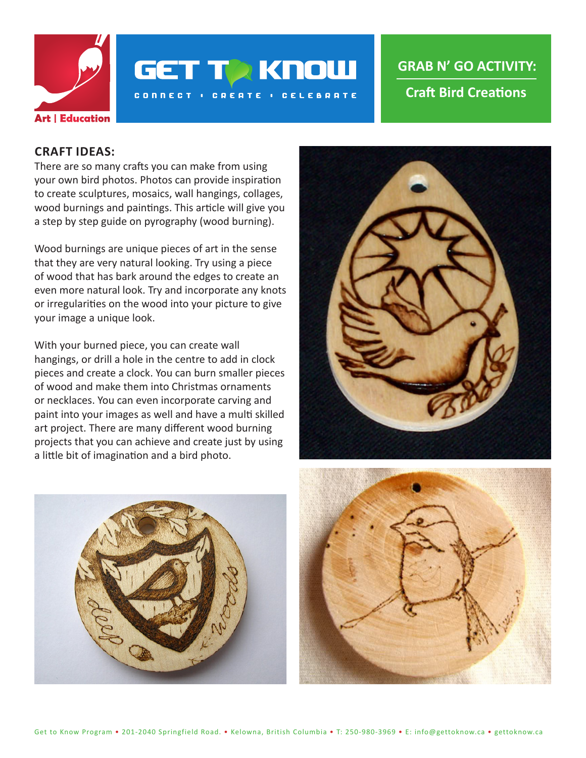GRAB N' GO ACTIVITY:

Craft Bird Creations

## CRAFT IDEAS:

There are so many crafts you can make from using your own bird photos. Photos can provide inspiration to create sculptures, mosaics, wall hangings, collages, wood burnings and paintings. This article will give you a step by step guide on pyrography (wood burning).

Wood burnings are unique pieces of art in the sense that they are very natural looking. Try using a piece of wood that has bark around the edges to create an even more natural look. Try and incorporate any knots or irregularities on the wood into your picture to give your image a unique look.

With your burned piece, you can create wall hangings, or drill a hole in the centre to add in clock pieces and create a clock. You can burn smaller pieces of wood and make them into Christmas ornaments or necklaces. You can even incorporate carving and paint into your images as well and have a multi skilled art project. There are many different wood burning projects that you can achieve and create just by using a little bit of imagination and a bird photo.